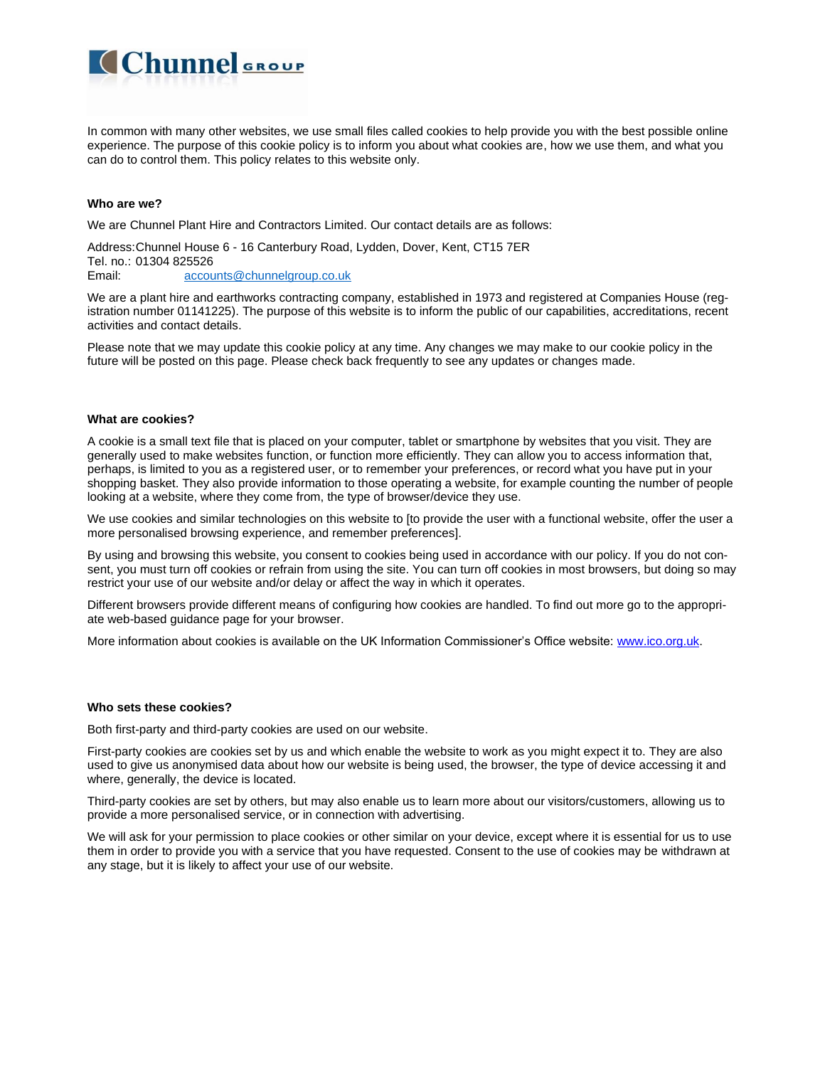In common with many other websites, we use small files called cookies to help provide you with the best possible online experience. The purpose of this cookie policy is to inform you about what cookies are, how we use them, and what you can do to control them. This policy relates to this website only.

**Who are we?**

We are Chunnel Plant Hire and Contractors Limited. Our contact details are as follows:

Address: Chunnel House 6 - 16 Canterbury Road, Lydden, Dover, Kent, CT15 7ER
Tel. no.: 01304 825526
Email: accounts@chunnelgroup.co.uk

We are a plant hire and earthworks contracting company, established in 1973 and registered at Companies House (registration number 01141225). The purpose of this website is to inform the public of our capabilities, accreditations, recent activities and contact details.

Please note that we may update this cookie policy at any time. Any changes we may make to our cookie policy in the future will be posted on this page. Please check back frequently to see any updates or changes made.

**What are cookies?**

A cookie is a small text file that is placed on your computer, tablet or smartphone by websites that you visit. They are generally used to make websites function, or function more efficiently. They can allow you to access information that, perhaps, is limited to you as a registered user, or to remember your preferences, or record what you have put in your shopping basket. They also provide information to those operating a website, for example counting the number of people looking at a website, where they come from, the type of browser/device they use.

We use cookies and similar technologies on this website to [to provide the user with a functional website, offer the user a more personalised browsing experience, and remember preferences].

By using and browsing this website, you consent to cookies being used in accordance with our policy. If you do not consent, you must turn off cookies or refrain from using the site. You can turn off cookies in most browsers, but doing so may restrict your use of our website and/or delay or affect the way in which it operates.

Different browsers provide different means of configuring how cookies are handled. To find out more go to the appropriate web-based guidance page for your browser.

More information about cookies is available on the UK Information Commissioner's Office website: www.ico.org.uk.

**Who sets these cookies?**

Both first-party and third-party cookies are used on our website.

First-party cookies are cookies set by us and which enable the website to work as you might expect it to. They are also used to give us anonymised data about how our website is being used, the browser, the type of device accessing it and where, generally, the device is located.

Third-party cookies are set by others, but may also enable us to learn more about our visitors/customers, allowing us to provide a more personalised service, or in connection with advertising.

We will ask for your permission to place cookies or other similar on your device, except where it is essential for us to use them in order to provide you with a service that you have requested. Consent to the use of cookies may be withdrawn at any stage, but it is likely to affect your use of our website.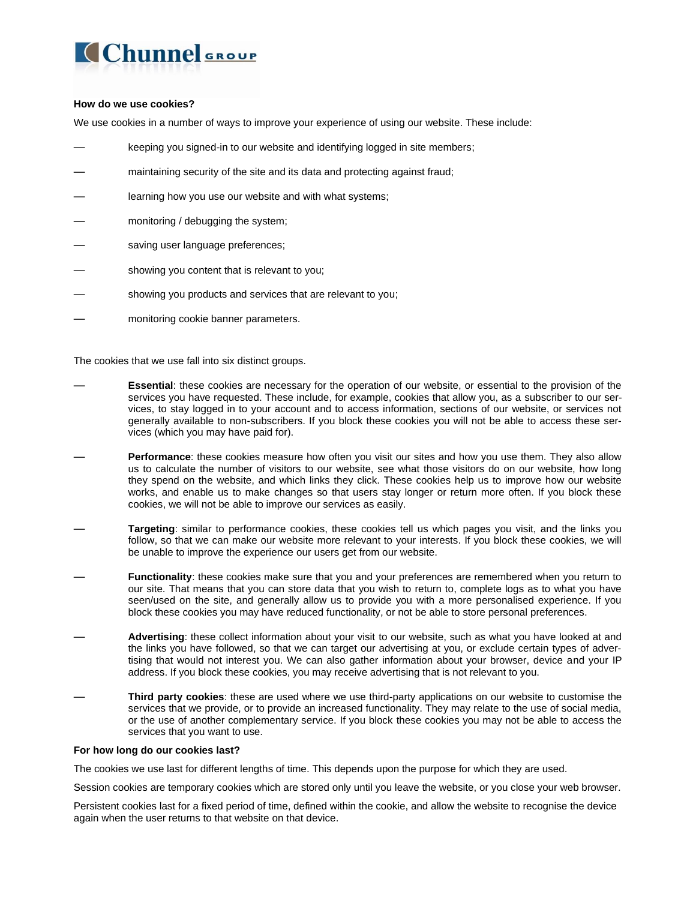**How do we use cookies?**

We use cookies in a number of ways to improve your experience of using our website. These include:

- keeping you signed-in to our website and identifying logged in site members;
- maintaining security of the site and its data and protecting against fraud;
- learning how you use our website and with what systems;
- monitoring / debugging the system;
- saving user language preferences;
- showing you content that is relevant to you;
- showing you products and services that are relevant to you;
- monitoring cookie banner parameters.

The cookies that we use fall into six distinct groups.

- **Essential**: these cookies are necessary for the operation of our website, or essential to the provision of the services you have requested. These include, for example, cookies that allow you, as a subscriber to our services, to stay logged in to your account and to access information, sections of our website, or services not generally available to non-subscribers. If you block these cookies you will not be able to access these services (which you may have paid for).
- **Performance**: these cookies measure how often you visit our sites and how you use them. They also allow us to calculate the number of visitors to our website, see what those visitors do on our website, how long they spend on the website, and which links they click. These cookies help us to improve how our website works, and enable us to make changes so that users stay longer or return more often. If you block these cookies, we will not be able to improve our services as easily.
- **Targeting**: similar to performance cookies, these cookies tell us which pages you visit, and the links you follow, so that we can make our website more relevant to your interests. If you block these cookies, we will be unable to improve the experience our users get from our website.
- **Functionality**: these cookies make sure that you and your preferences are remembered when you return to our site. That means that you can store data that you wish to return to, complete logs as to what you have seen/used on the site, and generally allow us to provide you with a more personalised experience. If you block these cookies you may have reduced functionality, or not be able to store personal preferences.
- **Advertising**: these collect information about your visit to our website, such as what you have looked at and the links you have followed, so that we can target our advertising at you, or exclude certain types of advertising that would not interest you. We can also gather information about your browser, device and your IP address. If you block these cookies, you may receive advertising that is not relevant to you.
- **Third party cookies**: these are used where we use third-party applications on our website to customise the services that we provide, or to provide an increased functionality. They may relate to the use of social media, or the use of another complementary service. If you block these cookies you may not be able to access the services that you want to use.

**For how long do our cookies last?**

The cookies we use last for different lengths of time. This depends upon the purpose for which they are used.

Session cookies are temporary cookies which are stored only until you leave the website, or you close your web browser.

Persistent cookies last for a fixed period of time, defined within the cookie, and allow the website to recognise the device again when the user returns to that website on that device.